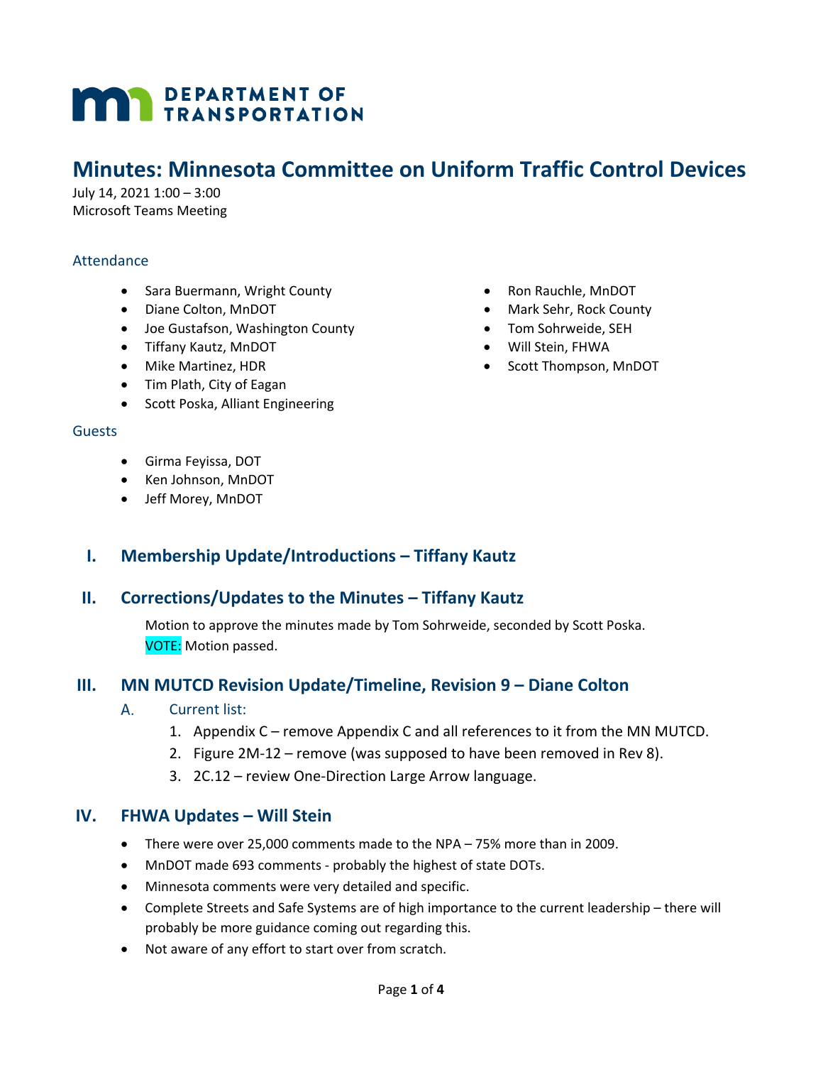# Minutes: Minnesota Committee on Uniform Traffic Control Devices

July 14, 2021 1:00 – 3:00
Microsoft Teams Meeting

### Attendance

- Sara Buermann, Wright County
- Diane Colton, MnDOT
- Joe Gustafson, Washington County
- Tiffany Kautz, MnDOT
- Mike Martinez, HDR
- Tim Plath, City of Eagan
- Scott Poska, Alliant Engineering
- Ron Rauchle, MnDOT
- Mark Sehr, Rock County
- Tom Sohrweide, SEH
- Will Stein, FHWA
- Scott Thompson, MnDOT

### Guests

- Girma Feyissa, DOT
- Ken Johnson, MnDOT
- Jeff Morey, MnDOT

## I. Membership Update/Introductions – Tiffany Kautz

## II. Corrections/Updates to the Minutes – Tiffany Kautz

Motion to approve the minutes made by Tom Sohrweide, seconded by Scott Poska.
VOTE: Motion passed.

## III. MN MUTCD Revision Update/Timeline, Revision 9 – Diane Colton

### A. Current list:

1. Appendix C – remove Appendix C and all references to it from the MN MUTCD.
2. Figure 2M-12 – remove (was supposed to have been removed in Rev 8).
3. 2C.12 – review One-Direction Large Arrow language.

## IV. FHWA Updates – Will Stein

- There were over 25,000 comments made to the NPA – 75% more than in 2009.
- MnDOT made 693 comments - probably the highest of state DOTs.
- Minnesota comments were very detailed and specific.
- Complete Streets and Safe Systems are of high importance to the current leadership – there will probably be more guidance coming out regarding this.
- Not aware of any effort to start over from scratch.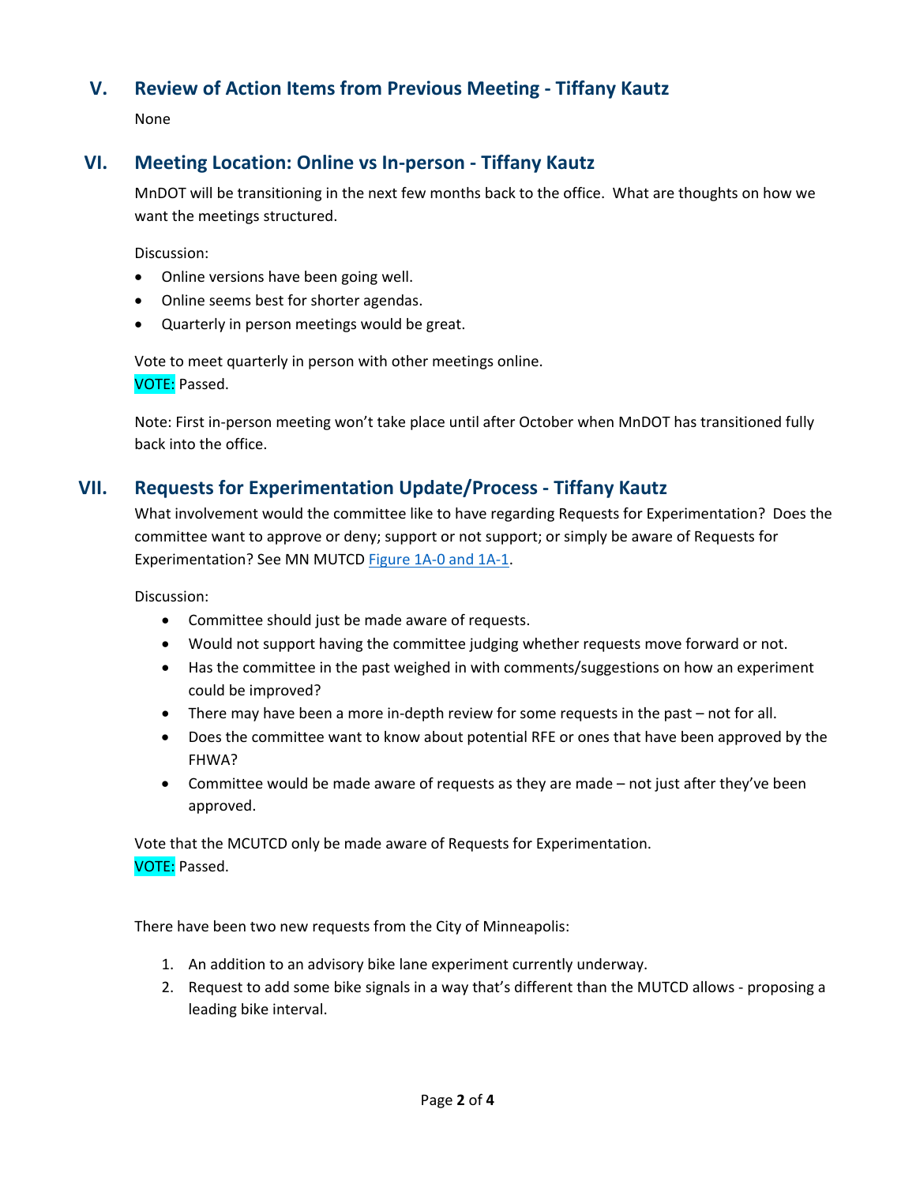## V. Review of Action Items from Previous Meeting - Tiffany Kautz

None

## VI. Meeting Location: Online vs In-person - Tiffany Kautz

MnDOT will be transitioning in the next few months back to the office. What are thoughts on how we want the meetings structured.

Discussion:

- Online versions have been going well.
- Online seems best for shorter agendas.
- Quarterly in person meetings would be great.

Vote to meet quarterly in person with other meetings online.
VOTE: Passed.

Note: First in-person meeting won't take place until after October when MnDOT has transitioned fully back into the office.

## VII. Requests for Experimentation Update/Process - Tiffany Kautz

What involvement would the committee like to have regarding Requests for Experimentation? Does the committee want to approve or deny; support or not support; or simply be aware of Requests for Experimentation? See MN MUTCD Figure 1A-0 and 1A-1.

Discussion:

- Committee should just be made aware of requests.
- Would not support having the committee judging whether requests move forward or not.
- Has the committee in the past weighed in with comments/suggestions on how an experiment could be improved?
- There may have been a more in-depth review for some requests in the past – not for all.
- Does the committee want to know about potential RFE or ones that have been approved by the FHWA?
- Committee would be made aware of requests as they are made – not just after they've been approved.

Vote that the MCUTCD only be made aware of Requests for Experimentation.
VOTE: Passed.

There have been two new requests from the City of Minneapolis:

1. An addition to an advisory bike lane experiment currently underway.
2. Request to add some bike signals in a way that's different than the MUTCD allows - proposing a leading bike interval.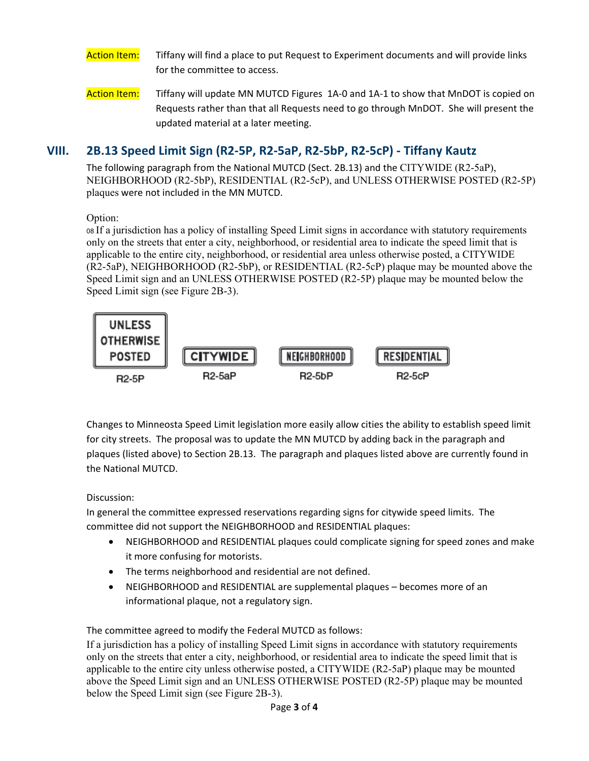**Action Item:** Tiffany will find a place to put Request to Experiment documents and will provide links for the committee to access.

**Action Item:** Tiffany will update MN MUTCD Figures 1A-0 and 1A-1 to show that MnDOT is copied on Requests rather than that all Requests need to go through MnDOT. She will present the updated material at a later meeting.

## VIII. 2B.13 Speed Limit Sign (R2-5P, R2-5aP, R2-5bP, R2-5cP) - Tiffany Kautz

The following paragraph from the National MUTCD (Sect. 2B.13) and the CITYWIDE (R2-5aP), NEIGHBORHOOD (R2-5bP), RESIDENTIAL (R2-5cP), and UNLESS OTHERWISE POSTED (R2-5P) plaques were not included in the MN MUTCD.

Option:
08 If a jurisdiction has a policy of installing Speed Limit signs in accordance with statutory requirements only on the streets that enter a city, neighborhood, or residential area to indicate the speed limit that is applicable to the entire city, neighborhood, or residential area unless otherwise posted, a CITYWIDE (R2-5aP), NEIGHBORHOOD (R2-5bP), or RESIDENTIAL (R2-5cP) plaque may be mounted above the Speed Limit sign and an UNLESS OTHERWISE POSTED (R2-5P) plaque may be mounted below the Speed Limit sign (see Figure 2B-3).

UNLESS OTHERWISE POSTED — R2-5P
CITYWIDE — R2-5aP
NEIGHBORHOOD — R2-5bP
RESIDENTIAL — R2-5cP

Changes to Minneosta Speed Limit legislation more easily allow cities the ability to establish speed limit for city streets. The proposal was to update the MN MUTCD by adding back in the paragraph and plaques (listed above) to Section 2B.13. The paragraph and plaques listed above are currently found in the National MUTCD.

Discussion:
In general the committee expressed reservations regarding signs for citywide speed limits. The committee did not support the NEIGHBORHOOD and RESIDENTIAL plaques:

- NEIGHBORHOOD and RESIDENTIAL plaques could complicate signing for speed zones and make it more confusing for motorists.
- The terms neighborhood and residential are not defined.
- NEIGHBORHOOD and RESIDENTIAL are supplemental plaques – becomes more of an informational plaque, not a regulatory sign.

The committee agreed to modify the Federal MUTCD as follows:
If a jurisdiction has a policy of installing Speed Limit signs in accordance with statutory requirements only on the streets that enter a city, neighborhood, or residential area to indicate the speed limit that is applicable to the entire city unless otherwise posted, a CITYWIDE (R2-5aP) plaque may be mounted above the Speed Limit sign and an UNLESS OTHERWISE POSTED (R2-5P) plaque may be mounted below the Speed Limit sign (see Figure 2B-3).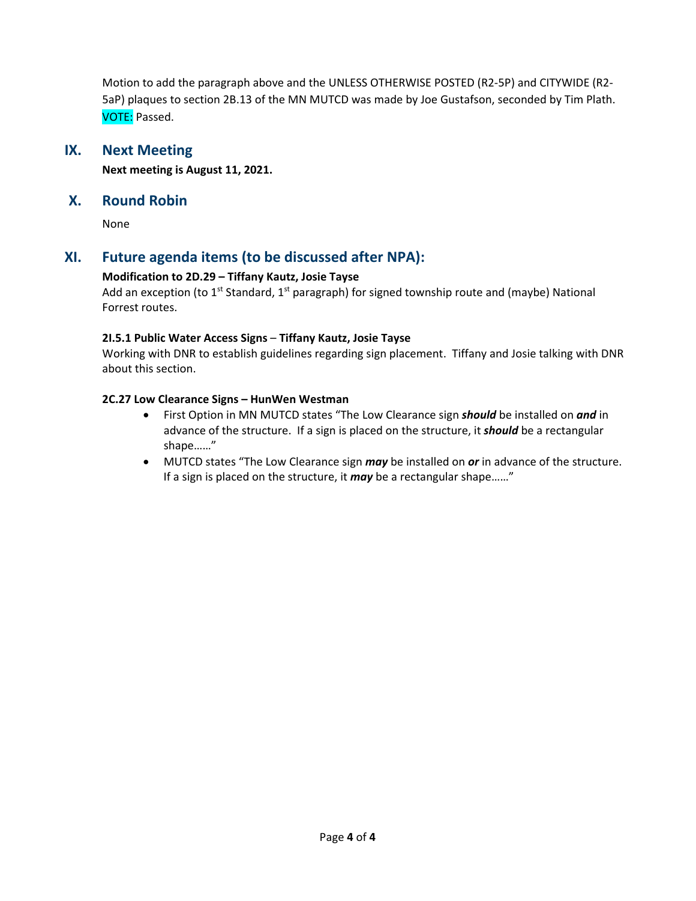Motion to add the paragraph above and the UNLESS OTHERWISE POSTED (R2-5P) and CITYWIDE (R2-5aP) plaques to section 2B.13 of the MN MUTCD was made by Joe Gustafson, seconded by Tim Plath. VOTE: Passed.

## IX. Next Meeting

**Next meeting is August 11, 2021.**

## X. Round Robin

None

## XI. Future agenda items (to be discussed after NPA):

**Modification to 2D.29 – Tiffany Kautz, Josie Tayse**

Add an exception (to 1st Standard, 1st paragraph) for signed township route and (maybe) National Forrest routes.

**2I.5.1 Public Water Access Signs** – **Tiffany Kautz, Josie Tayse**

Working with DNR to establish guidelines regarding sign placement. Tiffany and Josie talking with DNR about this section.

**2C.27 Low Clearance Signs – HunWen Westman**

- First Option in MN MUTCD states "The Low Clearance sign ***should*** be installed on ***and*** in advance of the structure. If a sign is placed on the structure, it ***should*** be a rectangular shape……"
- MUTCD states "The Low Clearance sign ***may*** be installed on ***or*** in advance of the structure. If a sign is placed on the structure, it ***may*** be a rectangular shape……"